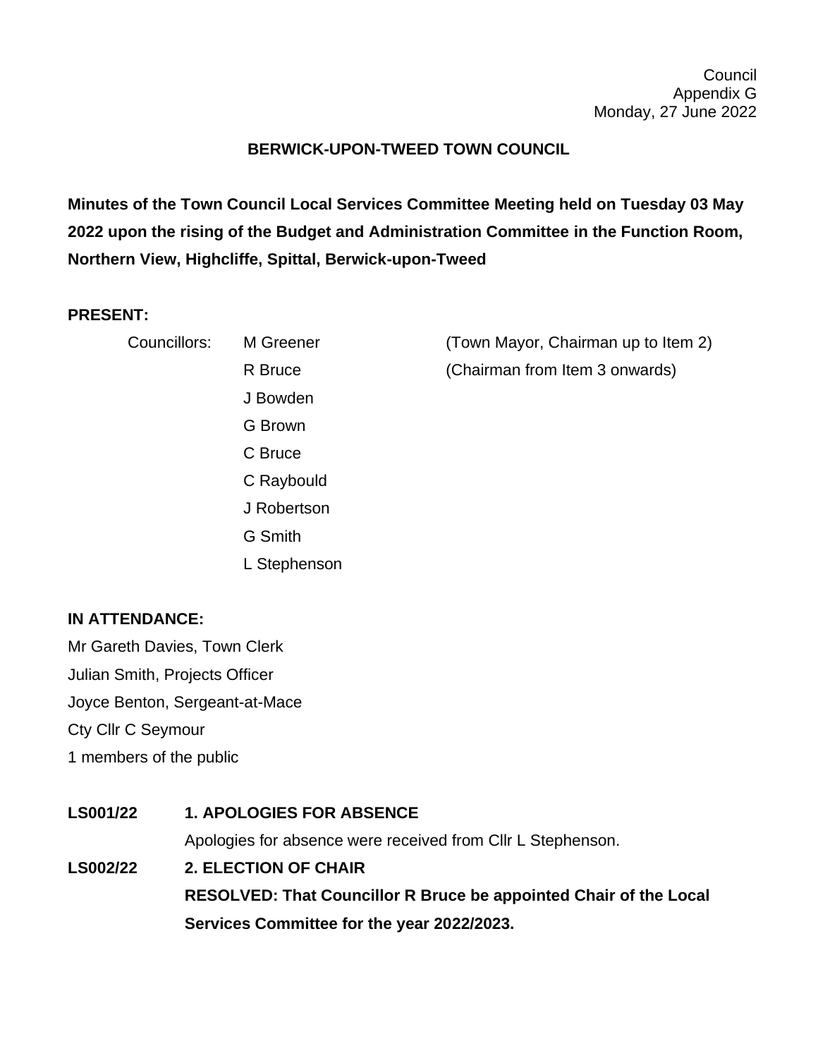Council
Appendix G
Monday, 27 June 2022

**BERWICK-UPON-TWEED TOWN COUNCIL**

**Minutes of the Town Council Local Services Committee Meeting held on Tuesday 03 May 2022 upon the rising of the Budget and Administration Committee in the Function Room, Northern View, Highcliffe, Spittal, Berwick-upon-Tweed**

**PRESENT:**

| Councillors: | M Greener | (Town Mayor, Chairman up to Item 2) |
|---|---|---|
| | R Bruce | (Chairman from Item 3 onwards) |
| | J Bowden | |
| | G Brown | |
| | C Bruce | |
| | C Raybould | |
| | J Robertson | |
| | G Smith | |
| | L Stephenson | |

**IN ATTENDANCE:**

Mr Gareth Davies, Town Clerk
Julian Smith, Projects Officer
Joyce Benton, Sergeant-at-Mace
Cty Cllr C Seymour
1 members of the public

**LS001/22** **1. APOLOGIES FOR ABSENCE**

Apologies for absence were received from Cllr L Stephenson.

**LS002/22** **2. ELECTION OF CHAIR**

**RESOLVED: That Councillor R Bruce be appointed Chair of the Local Services Committee for the year 2022/2023.**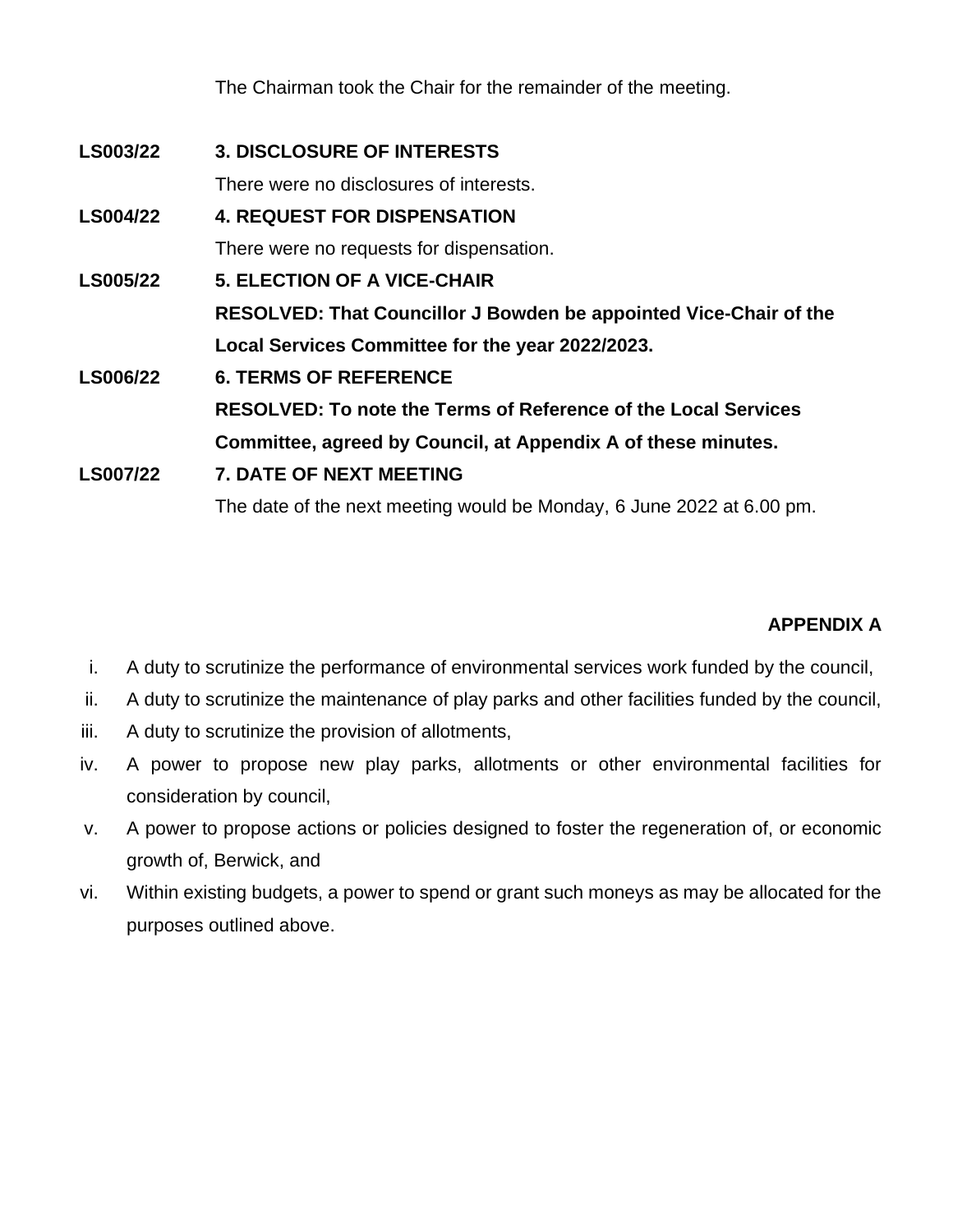The Chairman took the Chair for the remainder of the meeting.

**LS003/22** **3. DISCLOSURE OF INTERESTS**

There were no disclosures of interests.

**LS004/22** **4. REQUEST FOR DISPENSATION**

There were no requests for dispensation.

**LS005/22** **5. ELECTION OF A VICE-CHAIR**

**RESOLVED: That Councillor J Bowden be appointed Vice-Chair of the Local Services Committee for the year 2022/2023.**

**LS006/22** **6. TERMS OF REFERENCE**

**RESOLVED: To note the Terms of Reference of the Local Services Committee, agreed by Council, at Appendix A of these minutes.**

**LS007/22** **7. DATE OF NEXT MEETING**

The date of the next meeting would be Monday, 6 June 2022 at 6.00 pm.

**APPENDIX A**

i. A duty to scrutinize the performance of environmental services work funded by the council,
ii. A duty to scrutinize the maintenance of play parks and other facilities funded by the council,
iii. A duty to scrutinize the provision of allotments,
iv. A power to propose new play parks, allotments or other environmental facilities for consideration by council,
v. A power to propose actions or policies designed to foster the regeneration of, or economic growth of, Berwick, and
vi. Within existing budgets, a power to spend or grant such moneys as may be allocated for the purposes outlined above.